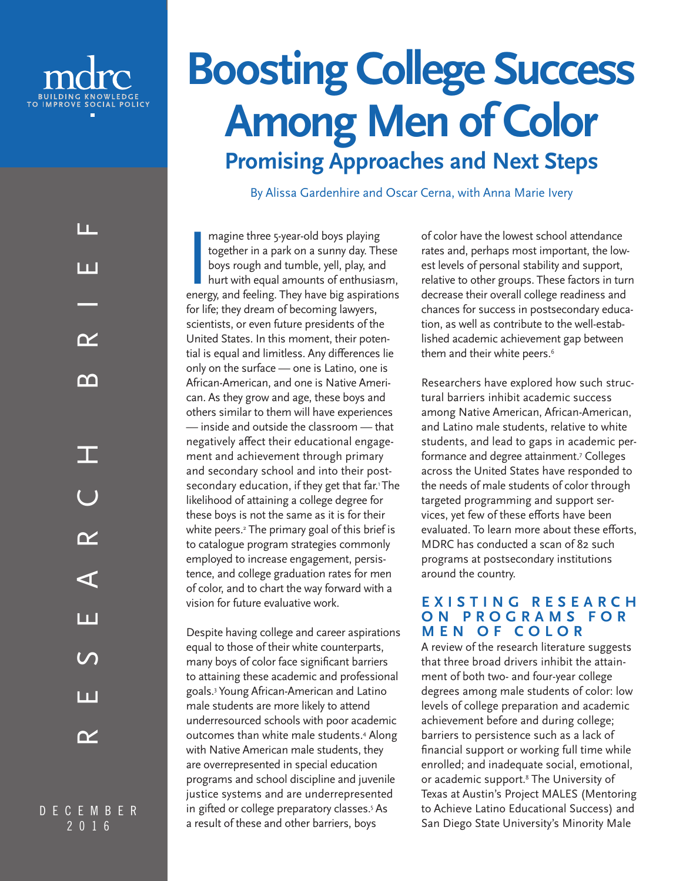mdrc

BUILDING KNOWLEDGE TO IMPROVE SOCIAL POLICY

RESEARCH BRIEF

DECEMBER 2016

# Boosting College Success Among Men of Color

## Promising Approaches and Next Steps

By Alissa Gardenhire and Oscar Cerna, with Anna Marie Ivery

Imagine three 5-year-old boys playing together in a park on a sunny day. These boys rough and tumble, yell, play, and hurt with equal amounts of enthusiasm, energy, and feeling. They have big aspirations for life; they dream of becoming lawyers, scientists, or even future presidents of the United States. In this moment, their potential is equal and limitless. Any differences lie only on the surface — one is Latino, one is African-American, and one is Native American. As they grow and age, these boys and others similar to them will have experiences — inside and outside the classroom — that negatively affect their educational engagement and achievement through primary and secondary school and into their postsecondary education, if they get that far.[1] The likelihood of attaining a college degree for these boys is not the same as it is for their white peers.[2] The primary goal of this brief is to catalogue program strategies commonly employed to increase engagement, persistence, and college graduation rates for men of color, and to chart the way forward with a vision for future evaluative work.

Despite having college and career aspirations equal to those of their white counterparts, many boys of color face significant barriers to attaining these academic and professional goals.[3] Young African-American and Latino male students are more likely to attend underresourced schools with poor academic outcomes than white male students.[4] Along with Native American male students, they are overrepresented in special education programs and school discipline and juvenile justice systems and are underrepresented in gifted or college preparatory classes.[5] As a result of these and other barriers, boys of color have the lowest school attendance rates and, perhaps most important, the lowest levels of personal stability and support, relative to other groups. These factors in turn decrease their overall college readiness and chances for success in postsecondary education, as well as contribute to the well-established academic achievement gap between them and their white peers.[6]

Researchers have explored how such structural barriers inhibit academic success among Native American, African-American, and Latino male students, relative to white students, and lead to gaps in academic performance and degree attainment.[7] Colleges across the United States have responded to the needs of male students of color through targeted programming and support services, yet few of these efforts have been evaluated. To learn more about these efforts, MDRC has conducted a scan of 82 such programs at postsecondary institutions around the country.

### EXISTING RESEARCH ON PROGRAMS FOR MEN OF COLOR

A review of the research literature suggests that three broad drivers inhibit the attainment of both two- and four-year college degrees among male students of color: low levels of college preparation and academic achievement before and during college; barriers to persistence such as a lack of financial support or working full time while enrolled; and inadequate social, emotional, or academic support.[8] The University of Texas at Austin's Project MALES (Mentoring to Achieve Latino Educational Success) and San Diego State University's Minority Male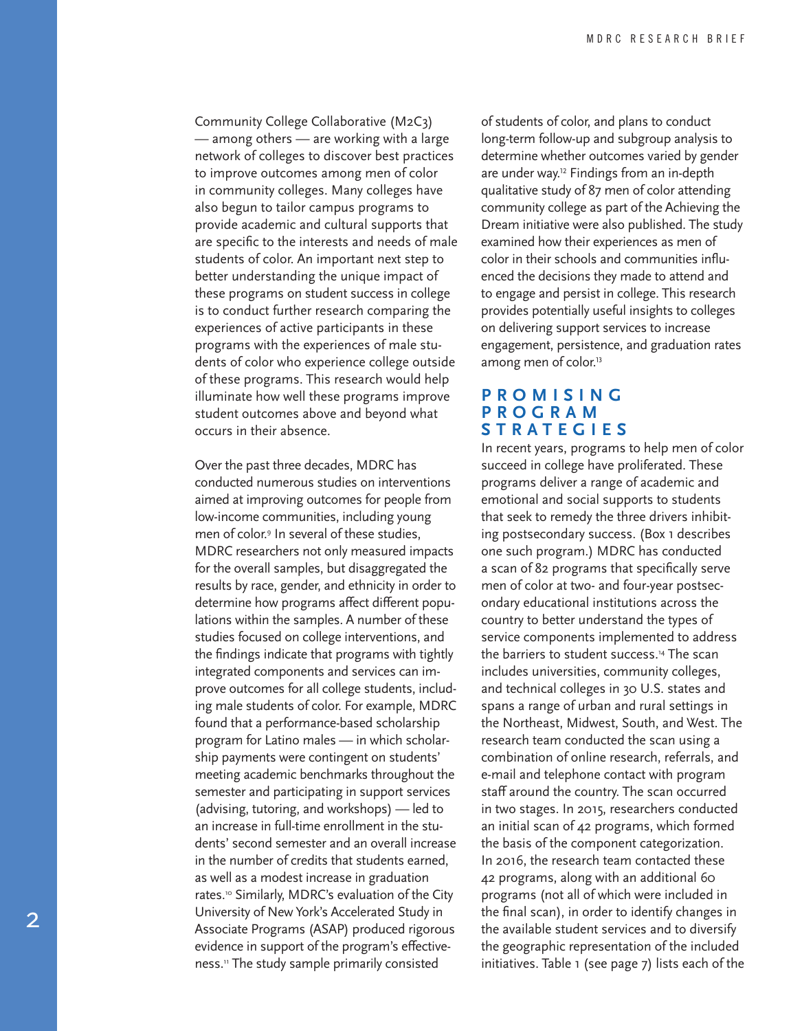Community College Collaborative (M2C3) — among others — are working with a large network of colleges to discover best practices to improve outcomes among men of color in community colleges. Many colleges have also begun to tailor campus programs to provide academic and cultural supports that are specific to the interests and needs of male students of color. An important next step to better understanding the unique impact of these programs on student success in college is to conduct further research comparing the experiences of active participants in these programs with the experiences of male students of color who experience college outside of these programs. This research would help illuminate how well these programs improve student outcomes above and beyond what occurs in their absence.

Over the past three decades, MDRC has conducted numerous studies on interventions aimed at improving outcomes for people from low-income communities, including young men of color.[9] In several of these studies, MDRC researchers not only measured impacts for the overall samples, but disaggregated the results by race, gender, and ethnicity in order to determine how programs affect different populations within the samples. A number of these studies focused on college interventions, and the findings indicate that programs with tightly integrated components and services can improve outcomes for all college students, including male students of color. For example, MDRC found that a performance-based scholarship program for Latino males — in which scholarship payments were contingent on students' meeting academic benchmarks throughout the semester and participating in support services (advising, tutoring, and workshops) — led to an increase in full-time enrollment in the students' second semester and an overall increase in the number of credits that students earned, as well as a modest increase in graduation rates.[10] Similarly, MDRC's evaluation of the City University of New York's Accelerated Study in Associate Programs (ASAP) produced rigorous evidence in support of the program's effectiveness.[11] The study sample primarily consisted of students of color, and plans to conduct long-term follow-up and subgroup analysis to determine whether outcomes varied by gender are under way.[12] Findings from an in-depth qualitative study of 87 men of color attending community college as part of the Achieving the Dream initiative were also published. The study examined how their experiences as men of color in their schools and communities influenced the decisions they made to attend and to engage and persist in college. This research provides potentially useful insights to colleges on delivering support services to increase engagement, persistence, and graduation rates among men of color.[13]

## PROMISING PROGRAM STRATEGIES

In recent years, programs to help men of color succeed in college have proliferated. These programs deliver a range of academic and emotional and social supports to students that seek to remedy the three drivers inhibiting postsecondary success. (Box 1 describes one such program.) MDRC has conducted a scan of 82 programs that specifically serve men of color at two- and four-year postsecondary educational institutions across the country to better understand the types of service components implemented to address the barriers to student success.[14] The scan includes universities, community colleges, and technical colleges in 30 U.S. states and spans a range of urban and rural settings in the Northeast, Midwest, South, and West. The research team conducted the scan using a combination of online research, referrals, and e-mail and telephone contact with program staff around the country. The scan occurred in two stages. In 2015, researchers conducted an initial scan of 42 programs, which formed the basis of the component categorization. In 2016, the research team contacted these 42 programs, along with an additional 60 programs (not all of which were included in the final scan), in order to identify changes in the available student services and to diversify the geographic representation of the included initiatives. Table 1 (see page 7) lists each of the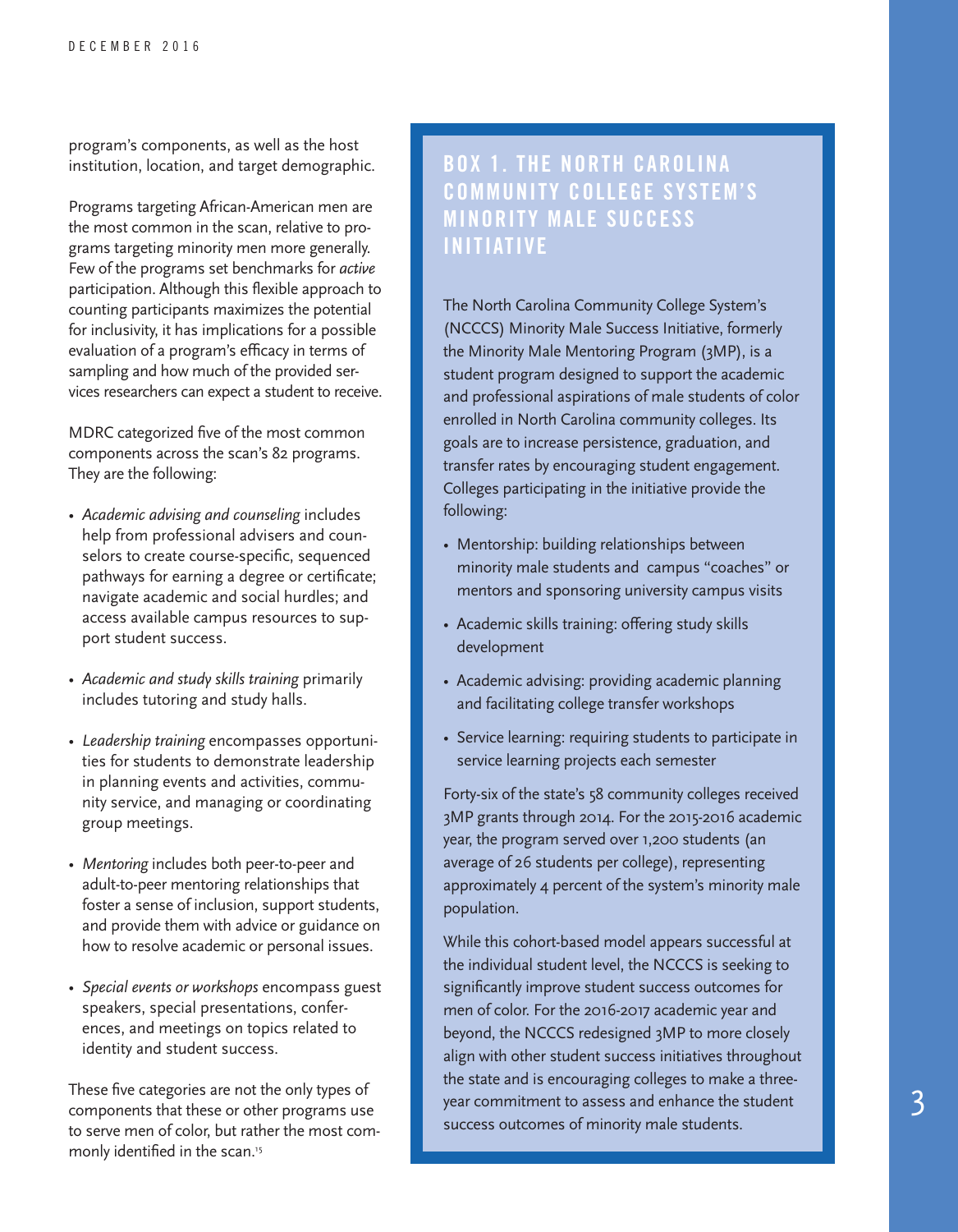program's components, as well as the host institution, location, and target demographic.

Programs targeting African-American men are the most common in the scan, relative to programs targeting minority men more generally. Few of the programs set benchmarks for *active* participation. Although this flexible approach to counting participants maximizes the potential for inclusivity, it has implications for a possible evaluation of a program's efficacy in terms of sampling and how much of the provided services researchers can expect a student to receive.

MDRC categorized five of the most common components across the scan's 82 programs. They are the following:

- *Academic advising and counseling* includes help from professional advisers and counselors to create course-specific, sequenced pathways for earning a degree or certificate; navigate academic and social hurdles; and access available campus resources to support student success.
- *Academic and study skills training* primarily includes tutoring and study halls.
- *Leadership training* encompasses opportunities for students to demonstrate leadership in planning events and activities, community service, and managing or coordinating group meetings.
- *Mentoring* includes both peer-to-peer and adult-to-peer mentoring relationships that foster a sense of inclusion, support students, and provide them with advice or guidance on how to resolve academic or personal issues.
- *Special events or workshops* encompass guest speakers, special presentations, conferences, and meetings on topics related to identity and student success.

These five categories are not the only types of components that these or other programs use to serve men of color, but rather the most commonly identified in the scan.[15]

## BOX 1. THE NORTH CAROLINA COMMUNITY COLLEGE SYSTEM'S MINORITY MALE SUCCESS INITIATIVE

The North Carolina Community College System's (NCCCS) Minority Male Success Initiative, formerly the Minority Male Mentoring Program (3MP), is a student program designed to support the academic and professional aspirations of male students of color enrolled in North Carolina community colleges. Its goals are to increase persistence, graduation, and transfer rates by encouraging student engagement. Colleges participating in the initiative provide the following:

- Mentorship: building relationships between minority male students and campus "coaches" or mentors and sponsoring university campus visits
- Academic skills training: offering study skills development
- Academic advising: providing academic planning and facilitating college transfer workshops
- Service learning: requiring students to participate in service learning projects each semester

Forty-six of the state's 58 community colleges received 3MP grants through 2014. For the 2015-2016 academic year, the program served over 1,200 students (an average of 26 students per college), representing approximately 4 percent of the system's minority male population.

While this cohort-based model appears successful at the individual student level, the NCCCS is seeking to significantly improve student success outcomes for men of color. For the 2016-2017 academic year and beyond, the NCCCS redesigned 3MP to more closely align with other student success initiatives throughout the state and is encouraging colleges to make a three-year commitment to assess and enhance the student success outcomes of minority male students.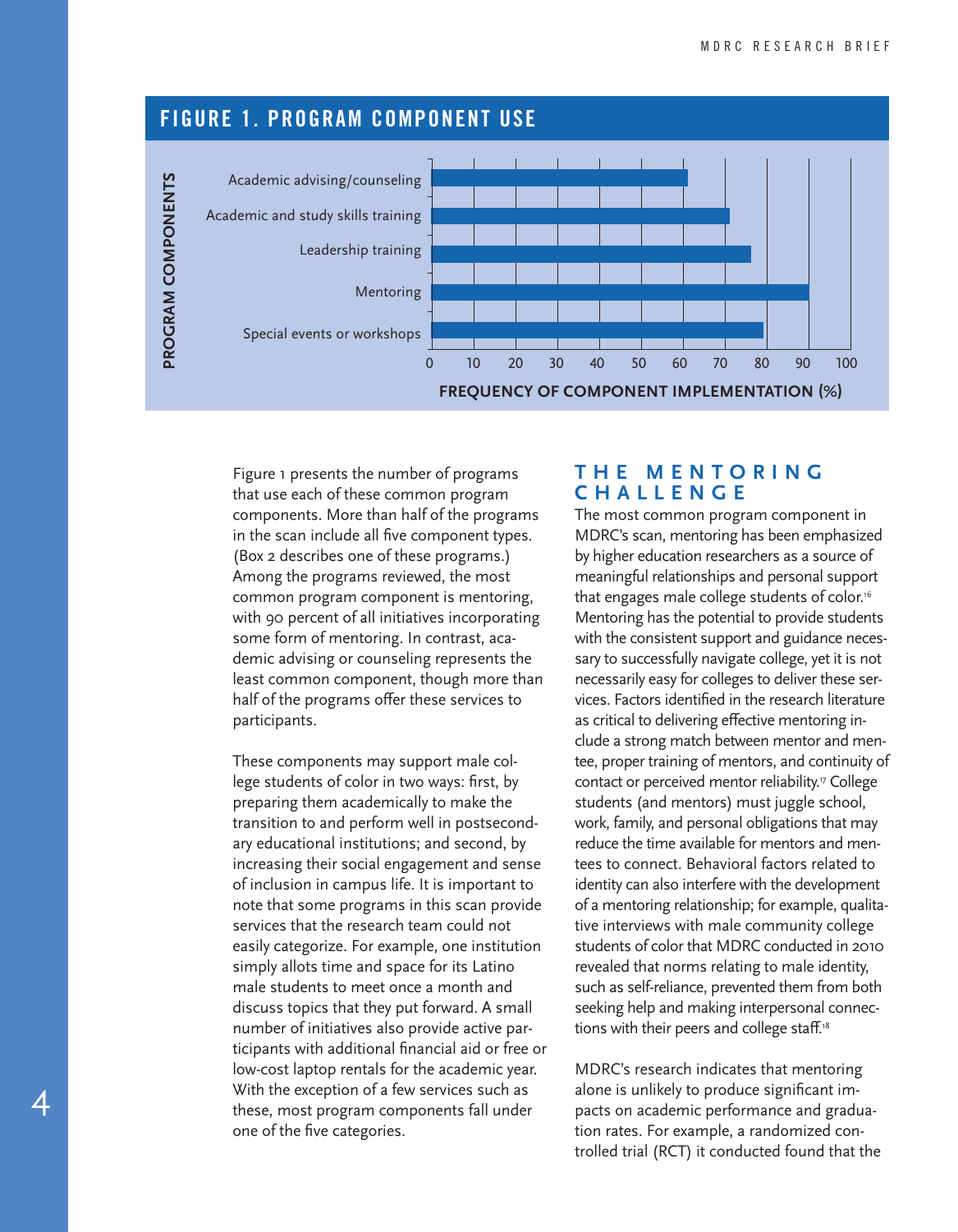## FIGURE 1. PROGRAM COMPONENT USE

| Program Components | Frequency of Component Implementation (%) |
|---|---|
| Academic advising/counseling | ~61 |
| Academic and study skills training | ~71 |
| Leadership training | ~76 |
| Mentoring | ~90 |
| Special events or workshops | ~79 |

Figure 1 presents the number of programs that use each of these common program components. More than half of the programs in the scan include all five component types. (Box 2 describes one of these programs.) Among the programs reviewed, the most common program component is mentoring, with 90 percent of all initiatives incorporating some form of mentoring. In contrast, academic advising or counseling represents the least common component, though more than half of the programs offer these services to participants.

These components may support male college students of color in two ways: first, by preparing them academically to make the transition to and perform well in postsecondary educational institutions; and second, by increasing their social engagement and sense of inclusion in campus life. It is important to note that some programs in this scan provide services that the research team could not easily categorize. For example, one institution simply allots time and space for its Latino male students to meet once a month and discuss topics that they put forward. A small number of initiatives also provide active participants with additional financial aid or free or low-cost laptop rentals for the academic year. With the exception of a few services such as these, most program components fall under one of the five categories.

## THE MENTORING CHALLENGE

The most common program component in MDRC's scan, mentoring has been emphasized by higher education researchers as a source of meaningful relationships and personal support that engages male college students of color.[16] Mentoring has the potential to provide students with the consistent support and guidance necessary to successfully navigate college, yet it is not necessarily easy for colleges to deliver these services. Factors identified in the research literature as critical to delivering effective mentoring include a strong match between mentor and mentee, proper training of mentors, and continuity of contact or perceived mentor reliability.[17] College students (and mentors) must juggle school, work, family, and personal obligations that may reduce the time available for mentors and mentees to connect. Behavioral factors related to identity can also interfere with the development of a mentoring relationship; for example, qualitative interviews with male community college students of color that MDRC conducted in 2010 revealed that norms relating to male identity, such as self-reliance, prevented them from both seeking help and making interpersonal connections with their peers and college staff.[18]

MDRC's research indicates that mentoring alone is unlikely to produce significant impacts on academic performance and graduation rates. For example, a randomized controlled trial (RCT) it conducted found that the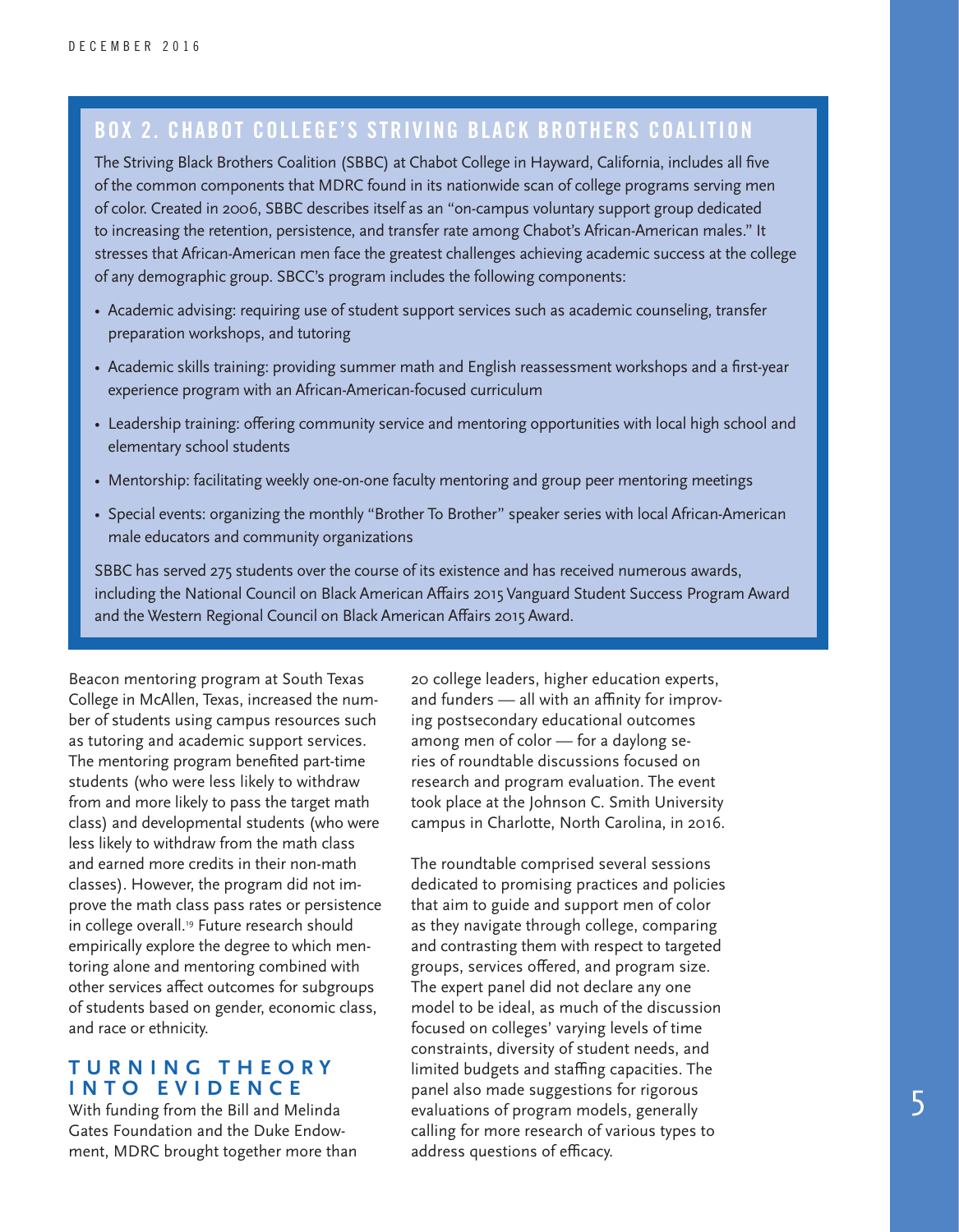## BOX 2. CHABOT COLLEGE'S STRIVING BLACK BROTHERS COALITION

The Striving Black Brothers Coalition (SBBC) at Chabot College in Hayward, California, includes all five of the common components that MDRC found in its nationwide scan of college programs serving men of color. Created in 2006, SBBC describes itself as an "on-campus voluntary support group dedicated to increasing the retention, persistence, and transfer rate among Chabot's African-American males." It stresses that African-American men face the greatest challenges achieving academic success at the college of any demographic group. SBCC's program includes the following components:

- Academic advising: requiring use of student support services such as academic counseling, transfer preparation workshops, and tutoring
- Academic skills training: providing summer math and English reassessment workshops and a first-year experience program with an African-American-focused curriculum
- Leadership training: offering community service and mentoring opportunities with local high school and elementary school students
- Mentorship: facilitating weekly one-on-one faculty mentoring and group peer mentoring meetings
- Special events: organizing the monthly "Brother To Brother" speaker series with local African-American male educators and community organizations

SBBC has served 275 students over the course of its existence and has received numerous awards, including the National Council on Black American Affairs 2015 Vanguard Student Success Program Award and the Western Regional Council on Black American Affairs 2015 Award.

Beacon mentoring program at South Texas College in McAllen, Texas, increased the number of students using campus resources such as tutoring and academic support services. The mentoring program benefited part-time students (who were less likely to withdraw from and more likely to pass the target math class) and developmental students (who were less likely to withdraw from the math class and earned more credits in their non-math classes). However, the program did not improve the math class pass rates or persistence in college overall.[19] Future research should empirically explore the degree to which mentoring alone and mentoring combined with other services affect outcomes for subgroups of students based on gender, economic class, and race or ethnicity.

## TURNING THEORY INTO EVIDENCE

With funding from the Bill and Melinda Gates Foundation and the Duke Endowment, MDRC brought together more than 20 college leaders, higher education experts, and funders — all with an affinity for improving postsecondary educational outcomes among men of color — for a daylong series of roundtable discussions focused on research and program evaluation. The event took place at the Johnson C. Smith University campus in Charlotte, North Carolina, in 2016.

The roundtable comprised several sessions dedicated to promising practices and policies that aim to guide and support men of color as they navigate through college, comparing and contrasting them with respect to targeted groups, services offered, and program size. The expert panel did not declare any one model to be ideal, as much of the discussion focused on colleges' varying levels of time constraints, diversity of student needs, and limited budgets and staffing capacities. The panel also made suggestions for rigorous evaluations of program models, generally calling for more research of various types to address questions of efficacy.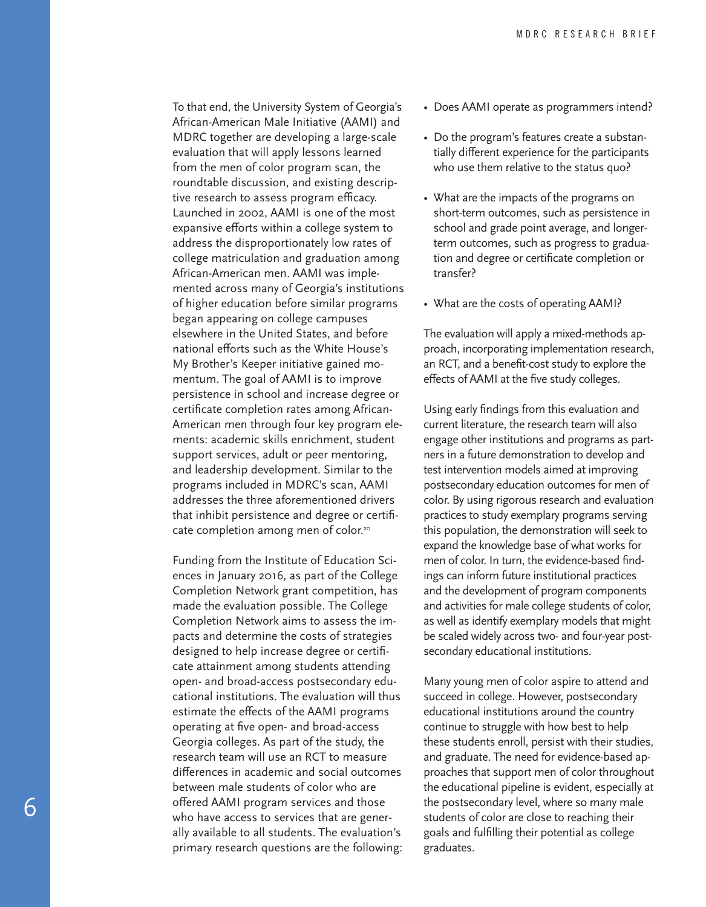To that end, the University System of Georgia's African-American Male Initiative (AAMI) and MDRC together are developing a large-scale evaluation that will apply lessons learned from the men of color program scan, the roundtable discussion, and existing descriptive research to assess program efficacy. Launched in 2002, AAMI is one of the most expansive efforts within a college system to address the disproportionately low rates of college matriculation and graduation among African-American men. AAMI was implemented across many of Georgia's institutions of higher education before similar programs began appearing on college campuses elsewhere in the United States, and before national efforts such as the White House's My Brother's Keeper initiative gained momentum. The goal of AAMI is to improve persistence in school and increase degree or certificate completion rates among African-American men through four key program elements: academic skills enrichment, student support services, adult or peer mentoring, and leadership development. Similar to the programs included in MDRC's scan, AAMI addresses the three aforementioned drivers that inhibit persistence and degree or certificate completion among men of color.[20]

Funding from the Institute of Education Sciences in January 2016, as part of the College Completion Network grant competition, has made the evaluation possible. The College Completion Network aims to assess the impacts and determine the costs of strategies designed to help increase degree or certificate attainment among students attending open- and broad-access postsecondary educational institutions. The evaluation will thus estimate the effects of the AAMI programs operating at five open- and broad-access Georgia colleges. As part of the study, the research team will use an RCT to measure differences in academic and social outcomes between male students of color who are offered AAMI program services and those who have access to services that are generally available to all students. The evaluation's primary research questions are the following:

- Does AAMI operate as programmers intend?
- Do the program's features create a substantially different experience for the participants who use them relative to the status quo?
- What are the impacts of the programs on short-term outcomes, such as persistence in school and grade point average, and longer-term outcomes, such as progress to graduation and degree or certificate completion or transfer?
- What are the costs of operating AAMI?

The evaluation will apply a mixed-methods approach, incorporating implementation research, an RCT, and a benefit-cost study to explore the effects of AAMI at the five study colleges.

Using early findings from this evaluation and current literature, the research team will also engage other institutions and programs as partners in a future demonstration to develop and test intervention models aimed at improving postsecondary education outcomes for men of color. By using rigorous research and evaluation practices to study exemplary programs serving this population, the demonstration will seek to expand the knowledge base of what works for men of color. In turn, the evidence-based findings can inform future institutional practices and the development of program components and activities for male college students of color, as well as identify exemplary models that might be scaled widely across two- and four-year postsecondary educational institutions.

Many young men of color aspire to attend and succeed in college. However, postsecondary educational institutions around the country continue to struggle with how best to help these students enroll, persist with their studies, and graduate. The need for evidence-based approaches that support men of color throughout the educational pipeline is evident, especially at the postsecondary level, where so many male students of color are close to reaching their goals and fulfilling their potential as college graduates.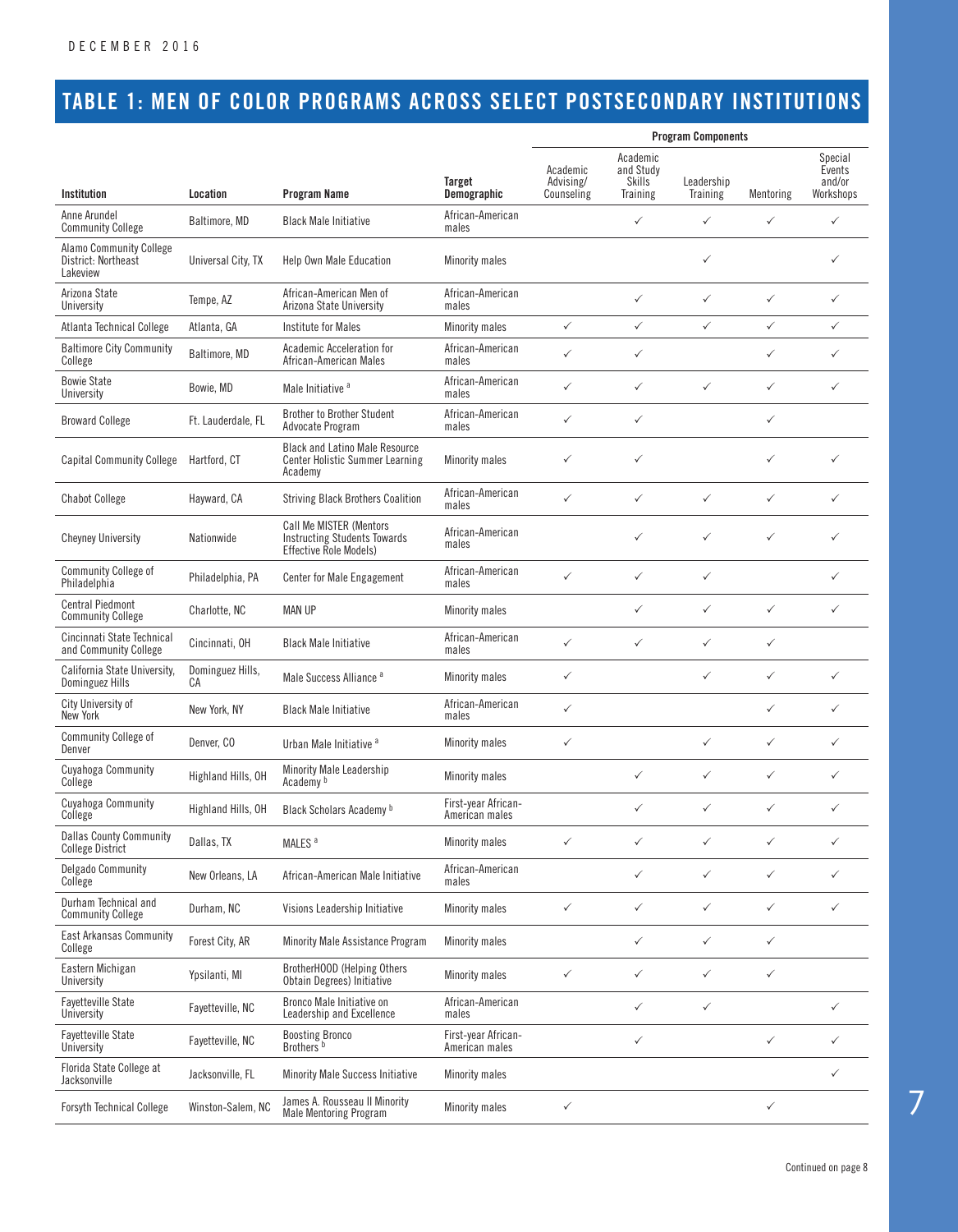## TABLE 1: MEN OF COLOR PROGRAMS ACROSS SELECT POSTSECONDARY INSTITUTIONS

| Institution | Location | Program Name | Target Demographic | Program Components | | | | |
|---|---|---|---|---|---|---|---|---|
| | | | | Academic Advising/ Counseling | Academic and Study Skills Training | Leadership Training | Mentoring | Special Events and/or Workshops |
| Anne Arundel Community College | Baltimore, MD | Black Male Initiative | African-American males | | ✓ | ✓ | ✓ | ✓ |
| Alamo Community College District: Northeast Lakeview | Universal City, TX | Help Own Male Education | Minority males | | | ✓ | | ✓ |
| Arizona State University | Tempe, AZ | African-American Men of Arizona State University | African-American males | | ✓ | ✓ | ✓ | ✓ |
| Atlanta Technical College | Atlanta, GA | Institute for Males | Minority males | ✓ | ✓ | ✓ | ✓ | ✓ |
| Baltimore City Community College | Baltimore, MD | Academic Acceleration for African-American Males | African-American males | ✓ | ✓ | | ✓ | ✓ |
| Bowie State University | Bowie, MD | Male Initiative [a] | African-American males | ✓ | ✓ | ✓ | ✓ | ✓ |
| Broward College | Ft. Lauderdale, FL | Brother to Brother Student Advocate Program | African-American males | ✓ | ✓ | | ✓ | |
| Capital Community College | Hartford, CT | Black and Latino Male Resource Center Holistic Summer Learning Academy | Minority males | ✓ | ✓ | | ✓ | ✓ |
| Chabot College | Hayward, CA | Striving Black Brothers Coalition | African-American males | ✓ | ✓ | ✓ | ✓ | ✓ |
| Cheyney University | Nationwide | Call Me MISTER (Mentors Instructing Students Towards Effective Role Models) | African-American males | | ✓ | ✓ | ✓ | ✓ |
| Community College of Philadelphia | Philadelphia, PA | Center for Male Engagement | African-American males | ✓ | ✓ | ✓ | | ✓ |
| Central Piedmont Community College | Charlotte, NC | MAN UP | Minority males | | ✓ | ✓ | ✓ | ✓ |
| Cincinnati State Technical and Community College | Cincinnati, OH | Black Male Initiative | African-American males | ✓ | ✓ | ✓ | ✓ | |
| California State University, Dominguez Hills | Dominguez Hills, CA | Male Success Alliance [a] | Minority males | ✓ | | ✓ | ✓ | ✓ |
| City University of New York | New York, NY | Black Male Initiative | African-American males | ✓ | | | ✓ | ✓ |
| Community College of Denver | Denver, CO | Urban Male Initiative [a] | Minority males | ✓ | | ✓ | ✓ | ✓ |
| Cuyahoga Community College | Highland Hills, OH | Minority Male Leadership Academy [b] | Minority males | | ✓ | ✓ | ✓ | ✓ |
| Cuyahoga Community College | Highland Hills, OH | Black Scholars Academy [b] | First-year African-American males | | ✓ | ✓ | ✓ | ✓ |
| Dallas County Community College District | Dallas, TX | MALES [a] | Minority males | ✓ | ✓ | ✓ | ✓ | ✓ |
| Delgado Community College | New Orleans, LA | African-American Male Initiative | African-American males | | ✓ | ✓ | ✓ | ✓ |
| Durham Technical and Community College | Durham, NC | Visions Leadership Initiative | Minority males | ✓ | ✓ | ✓ | ✓ | ✓ |
| East Arkansas Community College | Forest City, AR | Minority Male Assistance Program | Minority males | | ✓ | ✓ | ✓ | |
| Eastern Michigan University | Ypsilanti, MI | BrotherHOOD (Helping Others Obtain Degrees) Initiative | Minority males | ✓ | ✓ | ✓ | ✓ | |
| Fayetteville State University | Fayetteville, NC | Bronco Male Initiative on Leadership and Excellence | African-American males | | ✓ | ✓ | | ✓ |
| Fayetteville State University | Fayetteville, NC | Boosting Bronco Brothers [b] | First-year African-American males | | ✓ | | ✓ | ✓ |
| Florida State College at Jacksonville | Jacksonville, FL | Minority Male Success Initiative | Minority males | | | | | ✓ |
| Forsyth Technical College | Winston-Salem, NC | James A. Rousseau II Minority Male Mentoring Program | Minority males | ✓ | | | ✓ | |

Continued on page 8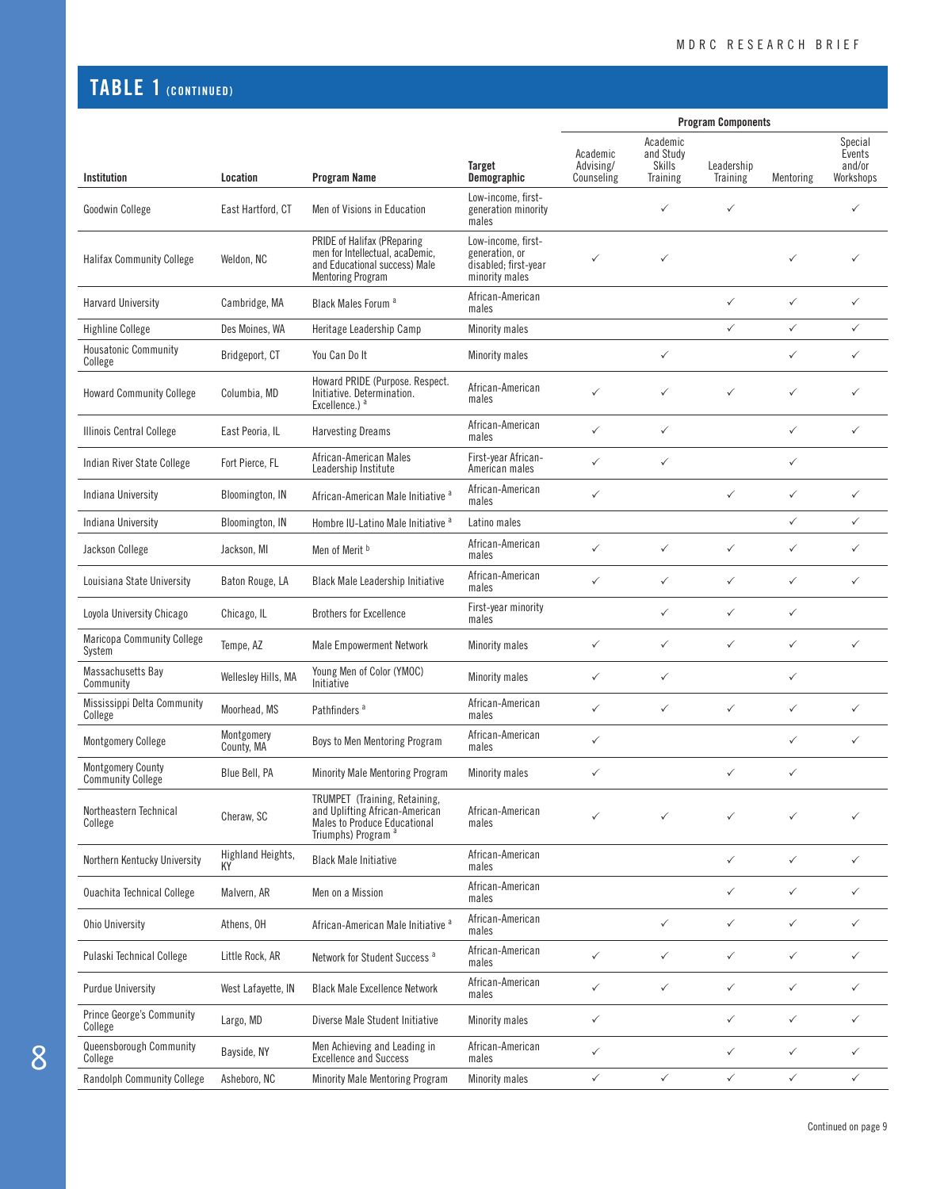## TABLE 1 (CONTINUED)

| Institution | Location | Program Name | Target Demographic | Program Components | | | | |
|---|---|---|---|---|---|---|---|---|
| | | | | Academic Advising/ Counseling | Academic and Study Skills Training | Leadership Training | Mentoring | Special Events and/or Workshops |
| Goodwin College | East Hartford, CT | Men of Visions in Education | Low-income, first-generation minority males | | ✓ | ✓ | | ✓ |
| Halifax Community College | Weldon, NC | PRIDE of Halifax (PReparing men for Intellectual, acaDemic, and Educational success) Male Mentoring Program | Low-income, first-generation, or disabled; first-year minority males | ✓ | ✓ | | ✓ | ✓ |
| Harvard University | Cambridge, MA | Black Males Forum [a] | African-American males | | | ✓ | ✓ | ✓ |
| Highline College | Des Moines, WA | Heritage Leadership Camp | Minority males | | | ✓ | ✓ | ✓ |
| Housatonic Community College | Bridgeport, CT | You Can Do It | Minority males | | ✓ | | ✓ | ✓ |
| Howard Community College | Columbia, MD | Howard PRIDE (Purpose. Respect. Initiative. Determination. Excellence.) [a] | African-American males | ✓ | ✓ | ✓ | ✓ | ✓ |
| Illinois Central College | East Peoria, IL | Harvesting Dreams | African-American males | ✓ | ✓ | | ✓ | ✓ |
| Indian River State College | Fort Pierce, FL | African-American Males Leadership Institute | First-year African-American males | ✓ | ✓ | | ✓ | |
| Indiana University | Bloomington, IN | African-American Male Initiative [a] | African-American males | ✓ | | ✓ | ✓ | ✓ |
| Indiana University | Bloomington, IN | Hombre IU-Latino Male Initiative [a] | Latino males | | | | ✓ | ✓ |
| Jackson College | Jackson, MI | Men of Merit [b] | African-American males | ✓ | ✓ | ✓ | ✓ | ✓ |
| Louisiana State University | Baton Rouge, LA | Black Male Leadership Initiative | African-American males | ✓ | ✓ | ✓ | ✓ | ✓ |
| Loyola University Chicago | Chicago, IL | Brothers for Excellence | First-year minority males | | ✓ | ✓ | ✓ | |
| Maricopa Community College System | Tempe, AZ | Male Empowerment Network | Minority males | ✓ | ✓ | ✓ | ✓ | ✓ |
| Massachusetts Bay Community | Wellesley Hills, MA | Young Men of Color (YMOC) Initiative | Minority males | ✓ | ✓ | | ✓ | |
| Mississippi Delta Community College | Moorhead, MS | Pathfinders [a] | African-American males | ✓ | ✓ | ✓ | ✓ | ✓ |
| Montgomery College | Montgomery County, MA | Boys to Men Mentoring Program | African-American males | ✓ | | | ✓ | ✓ |
| Montgomery County Community College | Blue Bell, PA | Minority Male Mentoring Program | Minority males | ✓ | | ✓ | ✓ | |
| Northeastern Technical College | Cheraw, SC | TRUMPET (Training, Retaining, and Uplifting African-American Males to Produce Educational Triumphs) Program [a] | African-American males | ✓ | ✓ | ✓ | ✓ | ✓ |
| Northern Kentucky University | Highland Heights, KY | Black Male Initiative | African-American males | | | ✓ | ✓ | ✓ |
| Ouachita Technical College | Malvern, AR | Men on a Mission | African-American males | | | ✓ | ✓ | ✓ |
| Ohio University | Athens, OH | African-American Male Initiative [a] | African-American males | | ✓ | ✓ | ✓ | ✓ |
| Pulaski Technical College | Little Rock, AR | Network for Student Success [a] | African-American males | ✓ | ✓ | ✓ | ✓ | ✓ |
| Purdue University | West Lafayette, IN | Black Male Excellence Network | African-American males | ✓ | ✓ | ✓ | ✓ | ✓ |
| Prince George's Community College | Largo, MD | Diverse Male Student Initiative | Minority males | ✓ | | ✓ | ✓ | ✓ |
| Queensborough Community College | Bayside, NY | Men Achieving and Leading in Excellence and Success | African-American males | ✓ | | ✓ | ✓ | ✓ |
| Randolph Community College | Asheboro, NC | Minority Male Mentoring Program | Minority males | ✓ | ✓ | ✓ | ✓ | ✓ |

Continued on page 9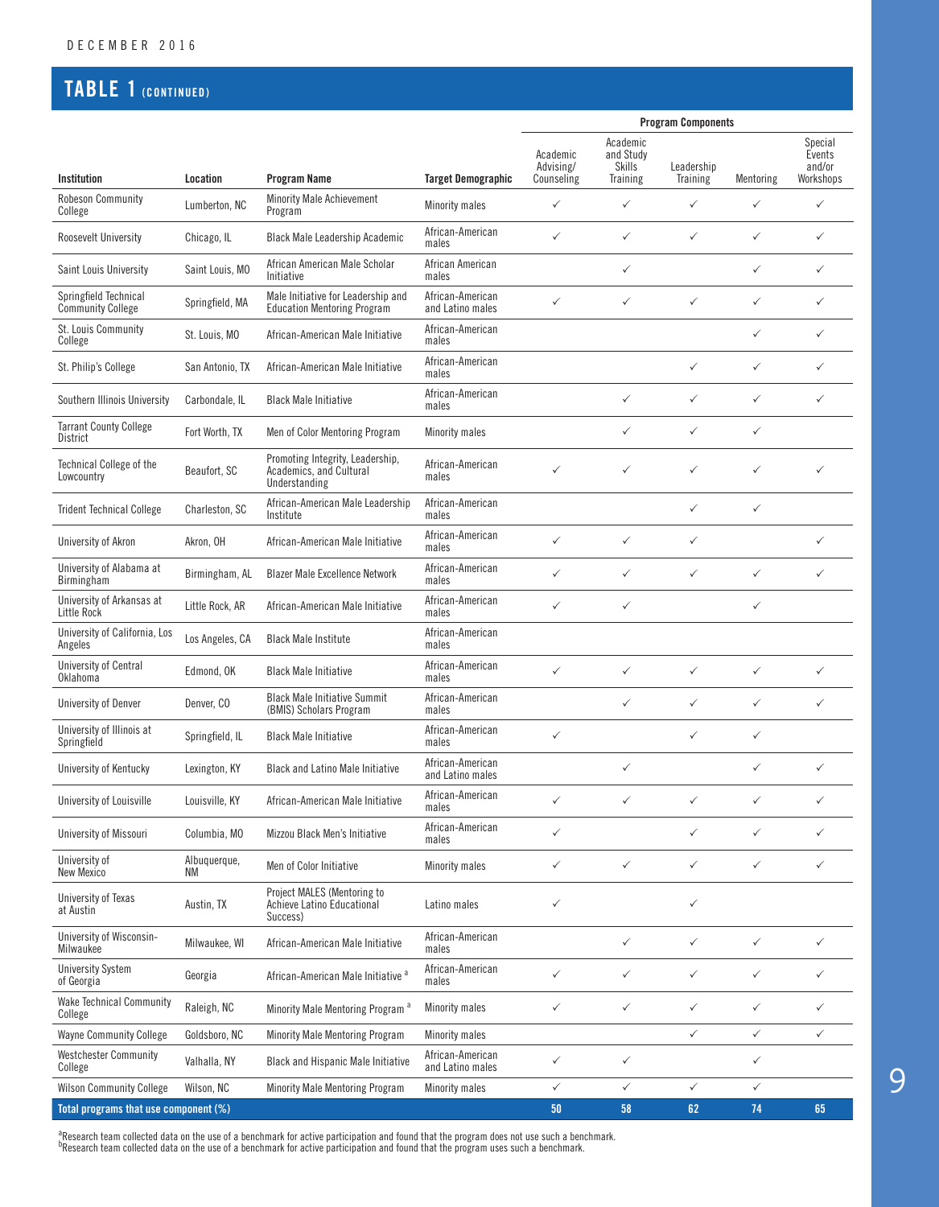## TABLE 1 (CONTINUED)

| Institution | Location | Program Name | Target Demographic | Program Components | | | | |
|---|---|---|---|---|---|---|---|---|
| | | | | Academic Advising/ Counseling | Academic and Study Skills Training | Leadership Training | Mentoring | Special Events and/or Workshops |
| Robeson Community College | Lumberton, NC | Minority Male Achievement Program | Minority males | ✓ | ✓ | ✓ | ✓ | ✓ |
| Roosevelt University | Chicago, IL | Black Male Leadership Academic | African-American males | ✓ | ✓ | ✓ | ✓ | ✓ |
| Saint Louis University | Saint Louis, MO | African American Male Scholar Initiative | African American males | | ✓ | | ✓ | ✓ |
| Springfield Technical Community College | Springfield, MA | Male Initiative for Leadership and Education Mentoring Program | African-American and Latino males | ✓ | ✓ | ✓ | ✓ | ✓ |
| St. Louis Community College | St. Louis, MO | African-American Male Initiative | African-American males | | | | ✓ | ✓ |
| St. Philip's College | San Antonio, TX | African-American Male Initiative | African-American males | | | ✓ | ✓ | ✓ |
| Southern Illinois University | Carbondale, IL | Black Male Initiative | African-American males | | ✓ | ✓ | ✓ | ✓ |
| Tarrant County College District | Fort Worth, TX | Men of Color Mentoring Program | Minority males | | ✓ | ✓ | ✓ | |
| Technical College of the Lowcountry | Beaufort, SC | Promoting Integrity, Leadership, Academics, and Cultural Understanding | African-American males | ✓ | ✓ | ✓ | ✓ | ✓ |
| Trident Technical College | Charleston, SC | African-American Male Leadership Institute | African-American males | | | ✓ | ✓ | |
| University of Akron | Akron, OH | African-American Male Initiative | African-American males | ✓ | ✓ | ✓ | | ✓ |
| University of Alabama at Birmingham | Birmingham, AL | Blazer Male Excellence Network | African-American males | ✓ | ✓ | ✓ | ✓ | ✓ |
| University of Arkansas at Little Rock | Little Rock, AR | African-American Male Initiative | African-American males | ✓ | ✓ | | ✓ | |
| University of California, Los Angeles | Los Angeles, CA | Black Male Institute | African-American males | | | | | |
| University of Central Oklahoma | Edmond, OK | Black Male Initiative | African-American males | ✓ | ✓ | ✓ | ✓ | ✓ |
| University of Denver | Denver, CO | Black Male Initiative Summit (BMIS) Scholars Program | African-American males | | ✓ | ✓ | ✓ | ✓ |
| University of Illinois at Springfield | Springfield, IL | Black Male Initiative | African-American males | ✓ | | ✓ | ✓ | |
| University of Kentucky | Lexington, KY | Black and Latino Male Initiative | African-American and Latino males | | ✓ | | ✓ | ✓ |
| University of Louisville | Louisville, KY | African-American Male Initiative | African-American males | ✓ | ✓ | ✓ | ✓ | ✓ |
| University of Missouri | Columbia, MO | Mizzou Black Men's Initiative | African-American males | ✓ | | ✓ | ✓ | ✓ |
| University of New Mexico | Albuquerque, NM | Men of Color Initiative | Minority males | ✓ | ✓ | ✓ | ✓ | ✓ |
| University of Texas at Austin | Austin, TX | Project MALES (Mentoring to Achieve Latino Educational Success) | Latino males | ✓ | | ✓ | | |
| University of Wisconsin-Milwaukee | Milwaukee, WI | African-American Male Initiative | African-American males | | ✓ | ✓ | ✓ | ✓ |
| University System of Georgia | Georgia | African-American Male Initiative [a] | African-American males | ✓ | ✓ | ✓ | ✓ | ✓ |
| Wake Technical Community College | Raleigh, NC | Minority Male Mentoring Program [a] | Minority males | ✓ | ✓ | ✓ | ✓ | ✓ |
| Wayne Community College | Goldsboro, NC | Minority Male Mentoring Program | Minority males | | | ✓ | ✓ | ✓ |
| Westchester Community College | Valhalla, NY | Black and Hispanic Male Initiative | African-American and Latino males | ✓ | ✓ | | ✓ | |
| Wilson Community College | Wilson, NC | Minority Male Mentoring Program | Minority males | ✓ | ✓ | ✓ | ✓ | |
| **Total programs that use component (%)** | | | | **50** | **58** | **62** | **74** | **65** |

[a]Research team collected data on the use of a benchmark for active participation and found that the program does not use such a benchmark.
[b]Research team collected data on the use of a benchmark for active participation and found that the program uses such a benchmark.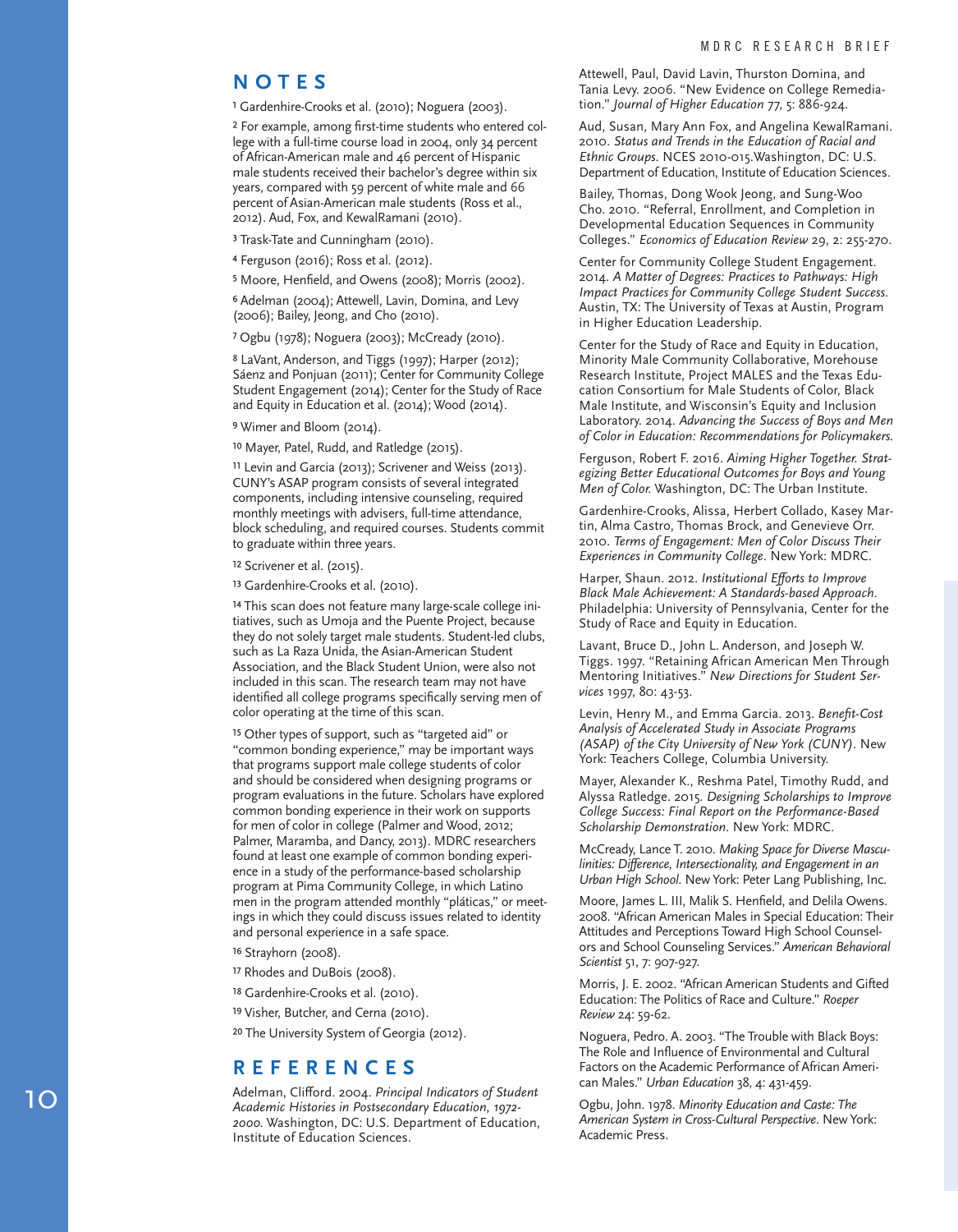## NOTES

[1] Gardenhire-Crooks et al. (2010); Noguera (2003).

[2] For example, among first-time students who entered college with a full-time course load in 2004, only 34 percent of African-American male and 46 percent of Hispanic male students received their bachelor's degree within six years, compared with 59 percent of white male and 66 percent of Asian-American male students (Ross et al., 2012). Aud, Fox, and KewalRamani (2010).

[3] Trask-Tate and Cunningham (2010).

[4] Ferguson (2016); Ross et al. (2012).

[5] Moore, Henfield, and Owens (2008); Morris (2002).

[6] Adelman (2004); Attewell, Lavin, Domina, and Levy (2006); Bailey, Jeong, and Cho (2010).

[7] Ogbu (1978); Noguera (2003); McCready (2010).

[8] LaVant, Anderson, and Tiggs (1997); Harper (2012); Sáenz and Ponjuan (2011); Center for Community College Student Engagement (2014); Center for the Study of Race and Equity in Education et al. (2014); Wood (2014).

[9] Wimer and Bloom (2014).

[10] Mayer, Patel, Rudd, and Ratledge (2015).

[11] Levin and Garcia (2013); Scrivener and Weiss (2013). CUNY's ASAP program consists of several integrated components, including intensive counseling, required monthly meetings with advisers, full-time attendance, block scheduling, and required courses. Students commit to graduate within three years.

[12] Scrivener et al. (2015).

[13] Gardenhire-Crooks et al. (2010).

[14] This scan does not feature many large-scale college initiatives, such as Umoja and the Puente Project, because they do not solely target male students. Student-led clubs, such as La Raza Unida, the Asian-American Student Association, and the Black Student Union, were also not included in this scan. The research team may not have identified all college programs specifically serving men of color operating at the time of this scan.

[15] Other types of support, such as "targeted aid" or "common bonding experience," may be important ways that programs support male college students of color and should be considered when designing programs or program evaluations in the future. Scholars have explored common bonding experience in their work on supports for men of color in college (Palmer and Wood, 2012; Palmer, Maramba, and Dancy, 2013). MDRC researchers found at least one example of common bonding experience in a study of the performance-based scholarship program at Pima Community College, in which Latino men in the program attended monthly "pláticas," or meetings in which they could discuss issues related to identity and personal experience in a safe space.

[16] Strayhorn (2008).

[17] Rhodes and DuBois (2008).

[18] Gardenhire-Crooks et al. (2010).

[19] Visher, Butcher, and Cerna (2010).

[20] The University System of Georgia (2012).

## REFERENCES

Adelman, Clifford. 2004. *Principal Indicators of Student Academic Histories in Postsecondary Education, 1972-2000.* Washington, DC: U.S. Department of Education, Institute of Education Sciences.

Attewell, Paul, David Lavin, Thurston Domina, and Tania Levy. 2006. "New Evidence on College Remediation." *Journal of Higher Education* 77, 5: 886-924.

Aud, Susan, Mary Ann Fox, and Angelina KewalRamani. 2010. *Status and Trends in the Education of Racial and Ethnic Groups.* NCES 2010-015.Washington, DC: U.S. Department of Education, Institute of Education Sciences.

Bailey, Thomas, Dong Wook Jeong, and Sung-Woo Cho. 2010. "Referral, Enrollment, and Completion in Developmental Education Sequences in Community Colleges." *Economics of Education Review* 29, 2: 255-270.

Center for Community College Student Engagement. 2014. *A Matter of Degrees: Practices to Pathways: High Impact Practices for Community College Student Success.* Austin, TX: The University of Texas at Austin, Program in Higher Education Leadership.

Center for the Study of Race and Equity in Education, Minority Male Community Collaborative, Morehouse Research Institute, Project MALES and the Texas Education Consortium for Male Students of Color, Black Male Institute, and Wisconsin's Equity and Inclusion Laboratory. 2014. *Advancing the Success of Boys and Men of Color in Education: Recommendations for Policymakers.*

Ferguson, Robert F. 2016. *Aiming Higher Together. Strategizing Better Educational Outcomes for Boys and Young Men of Color.* Washington, DC: The Urban Institute.

Gardenhire-Crooks, Alissa, Herbert Collado, Kasey Martin, Alma Castro, Thomas Brock, and Genevieve Orr. 2010. *Terms of Engagement: Men of Color Discuss Their Experiences in Community College.* New York: MDRC.

Harper, Shaun. 2012. *Institutional Efforts to Improve Black Male Achievement: A Standards-based Approach.* Philadelphia: University of Pennsylvania, Center for the Study of Race and Equity in Education.

Lavant, Bruce D., John L. Anderson, and Joseph W. Tiggs. 1997. "Retaining African American Men Through Mentoring Initiatives." *New Directions for Student Services* 1997, 80: 43-53.

Levin, Henry M., and Emma Garcia. 2013. *Benefit-Cost Analysis of Accelerated Study in Associate Programs (ASAP) of the City University of New York (CUNY).* New York: Teachers College, Columbia University.

Mayer, Alexander K., Reshma Patel, Timothy Rudd, and Alyssa Ratledge. 2015. *Designing Scholarships to Improve College Success: Final Report on the Performance-Based Scholarship Demonstration.* New York: MDRC.

McCready, Lance T. 2010. *Making Space for Diverse Masculinities: Difference, Intersectionality, and Engagement in an Urban High School.* New York: Peter Lang Publishing, Inc.

Moore, James L. III, Malik S. Henfield, and Delila Owens. 2008. "African American Males in Special Education: Their Attitudes and Perceptions Toward High School Counselors and School Counseling Services." *American Behavioral Scientist* 51, 7: 907-927.

Morris, J. E. 2002. "African American Students and Gifted Education: The Politics of Race and Culture." *Roeper Review* 24: 59-62.

Noguera, Pedro. A. 2003. "The Trouble with Black Boys: The Role and Influence of Environmental and Cultural Factors on the Academic Performance of African American Males." *Urban Education* 38, 4: 431-459.

Ogbu, John. 1978. *Minority Education and Caste: The American System in Cross-Cultural Perspective.* New York: Academic Press.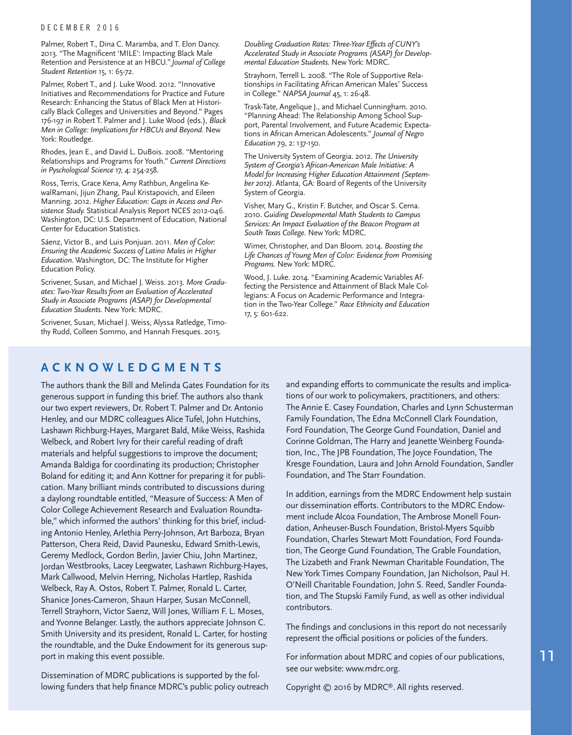Palmer, Robert T., Dina C. Maramba, and T. Elon Dancy. 2013. "The Magnificent 'MILE': Impacting Black Male Retention and Persistence at an HBCU." *Journal of College Student Retention* 15, 1: 65-72.

Palmer, Robert T., and J. Luke Wood. 2012. "Innovative Initiatives and Recommendations for Practice and Future Research: Enhancing the Status of Black Men at Historically Black Colleges and Universities and Beyond." Pages 176-197 in Robert T. Palmer and J. Luke Wood (eds.), *Black Men in College: Implications for HBCUs and Beyond.* New York: Routledge.

Rhodes, Jean E., and David L. DuBois. 2008. "Mentoring Relationships and Programs for Youth." *Current Directions in Pyschological Science* 17, 4: 254-258.

Ross, Terris, Grace Kena, Amy Rathbun, Angelina KewalRamani, Jijun Zhang, Paul Kristapovich, and Eileen Manning. 2012. *Higher Education: Gaps in Access and Persistence Study.* Statistical Analysis Report NCES 2012-046. Washington, DC: U.S. Department of Education, National Center for Education Statistics.

Sáenz, Victor B., and Luis Ponjuan. 2011. *Men of Color: Ensuring the Academic Success of Latino Males in Higher Education*. Washington, DC: The Institute for Higher Education Policy.

Scrivener, Susan, and Michael J. Weiss. 2013. *More Graduates: Two-Year Results from an Evaluation of Accelerated Study in Associate Programs (ASAP) for Developmental Education Students.* New York: MDRC.

Scrivener, Susan, Michael J. Weiss, Alyssa Ratledge, Timothy Rudd, Colleen Sommo, and Hannah Fresques. 2015. *Doubling Graduation Rates: Three-Year Effects of CUNY's Accelerated Study in Associate Programs (ASAP) for Developmental Education Students.* New York: MDRC.

Strayhorn, Terrell L. 2008. "The Role of Supportive Relationships in Facilitating African American Males' Success in College." *NAPSA Journal* 45, 1: 26-48.

Trask-Tate, Angelique J., and Michael Cunningham. 2010. "Planning Ahead: The Relationship Among School Support, Parental Involvement, and Future Academic Expectations in African American Adolescents." *Journal of Negro Education* 79, 2: 137-150.

The University System of Georgia. 2012. *The University System of Georgia's African-American Male Initiative: A Model for Increasing Higher Education Attainment (September 2012)*. Atlanta, GA: Board of Regents of the University System of Georgia.

Visher, Mary G., Kristin F. Butcher, and Oscar S. Cerna. 2010. *Guiding Developmental Math Students to Campus Services: An Impact Evaluation of the Beacon Program at South Texas College.* New York: MDRC.

Wimer, Christopher, and Dan Bloom. 2014. *Boosting the Life Chances of Young Men of Color: Evidence from Promising Programs.* New York: MDRC.

Wood, J. Luke. 2014. "Examining Academic Variables Affecting the Persistence and Attainment of Black Male Collegians: A Focus on Academic Performance and Integration in the Two-Year College." *Race Ethnicity and Education* 17, 5: 601-622.

## ACKNOWLEDGMENTS

The authors thank the Bill and Melinda Gates Foundation for its generous support in funding this brief. The authors also thank our two expert reviewers, Dr. Robert T. Palmer and Dr. Antonio Henley, and our MDRC colleagues Alice Tufel, John Hutchins, Lashawn Richburg-Hayes, Margaret Bald, Mike Weiss, Rashida Welbeck, and Robert Ivry for their careful reading of draft materials and helpful suggestions to improve the document; Amanda Baldiga for coordinating its production; Christopher Boland for editing it; and Ann Kottner for preparing it for publication. Many brilliant minds contributed to discussions during a daylong roundtable entitled, "Measure of Success: A Men of Color College Achievement Research and Evaluation Roundtable," which informed the authors' thinking for this brief, including Antonio Henley, Arlethia Perry-Johnson, Art Barboza, Bryan Patterson, Chera Reid, David Paunesku, Edward Smith-Lewis, Geremy Medlock, Gordon Berlin, Javier Chiu, John Martinez, Jordan Westbrooks, Lacey Leegwater, Lashawn Richburg-Hayes, Mark Callwood, Melvin Herring, Nicholas Hartlep, Rashida Welbeck, Ray A. Ostos, Robert T. Palmer, Ronald L. Carter, Shanice Jones-Cameron, Shaun Harper, Susan McConnell, Terrell Strayhorn, Victor Saenz, Will Jones, William F. L. Moses, and Yvonne Belanger. Lastly, the authors appreciate Johnson C. Smith University and its president, Ronald L. Carter, for hosting the roundtable, and the Duke Endowment for its generous support in making this event possible.

Dissemination of MDRC publications is supported by the following funders that help finance MDRC's public policy outreach and expanding efforts to communicate the results and implications of our work to policymakers, practitioners, and others: The Annie E. Casey Foundation, Charles and Lynn Schusterman Family Foundation, The Edna McConnell Clark Foundation, Ford Foundation, The George Gund Foundation, Daniel and Corinne Goldman, The Harry and Jeanette Weinberg Foundation, Inc., The JPB Foundation, The Joyce Foundation, The Kresge Foundation, Laura and John Arnold Foundation, Sandler Foundation, and The Starr Foundation.

In addition, earnings from the MDRC Endowment help sustain our dissemination efforts. Contributors to the MDRC Endowment include Alcoa Foundation, The Ambrose Monell Foundation, Anheuser-Busch Foundation, Bristol-Myers Squibb Foundation, Charles Stewart Mott Foundation, Ford Foundation, The George Gund Foundation, The Grable Foundation, The Lizabeth and Frank Newman Charitable Foundation, The New York Times Company Foundation, Jan Nicholson, Paul H. O'Neill Charitable Foundation, John S. Reed, Sandler Foundation, and The Stupski Family Fund, as well as other individual contributors.

The findings and conclusions in this report do not necessarily represent the official positions or policies of the funders.

For information about MDRC and copies of our publications, see our website: www.mdrc.org.

Copyright © 2016 by MDRC®. All rights reserved.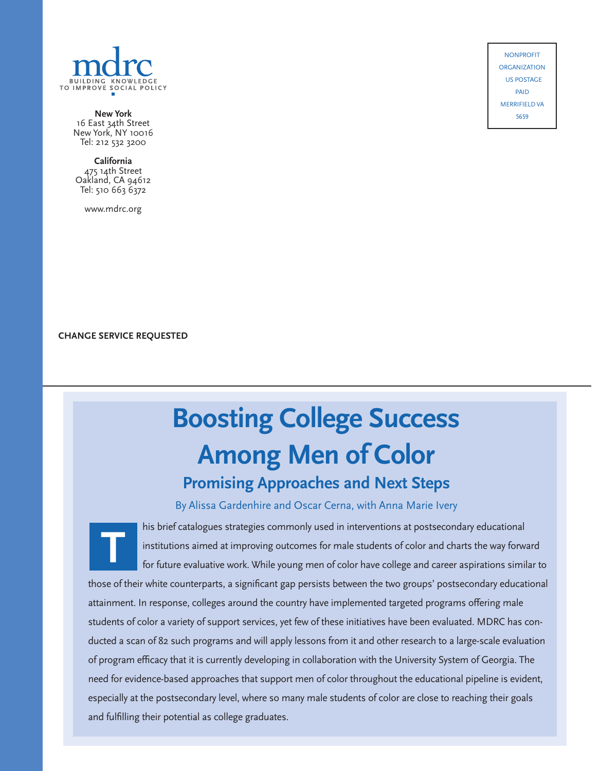mdrc
BUILDING KNOWLEDGE TO IMPROVE SOCIAL POLICY

**New York**
16 East 34th Street
New York, NY 10016
Tel: 212 532 3200

**California**
475 14th Street
Oakland, CA 94612
Tel: 510 663 6372

www.mdrc.org

NONPROFIT ORGANIZATION
US POSTAGE
PAID
MERRIFIELD VA
5659

**CHANGE SERVICE REQUESTED**

# Boosting College Success Among Men of Color

## Promising Approaches and Next Steps

By Alissa Gardenhire and Oscar Cerna, with Anna Marie Ivery

This brief catalogues strategies commonly used in interventions at postsecondary educational institutions aimed at improving outcomes for male students of color and charts the way forward for future evaluative work. While young men of color have college and career aspirations similar to those of their white counterparts, a significant gap persists between the two groups' postsecondary educational attainment. In response, colleges around the country have implemented targeted programs offering male students of color a variety of support services, yet few of these initiatives have been evaluated. MDRC has conducted a scan of 82 such programs and will apply lessons from it and other research to a large-scale evaluation of program efficacy that it is currently developing in collaboration with the University System of Georgia. The need for evidence-based approaches that support men of color throughout the educational pipeline is evident, especially at the postsecondary level, where so many male students of color are close to reaching their goals and fulfilling their potential as college graduates.